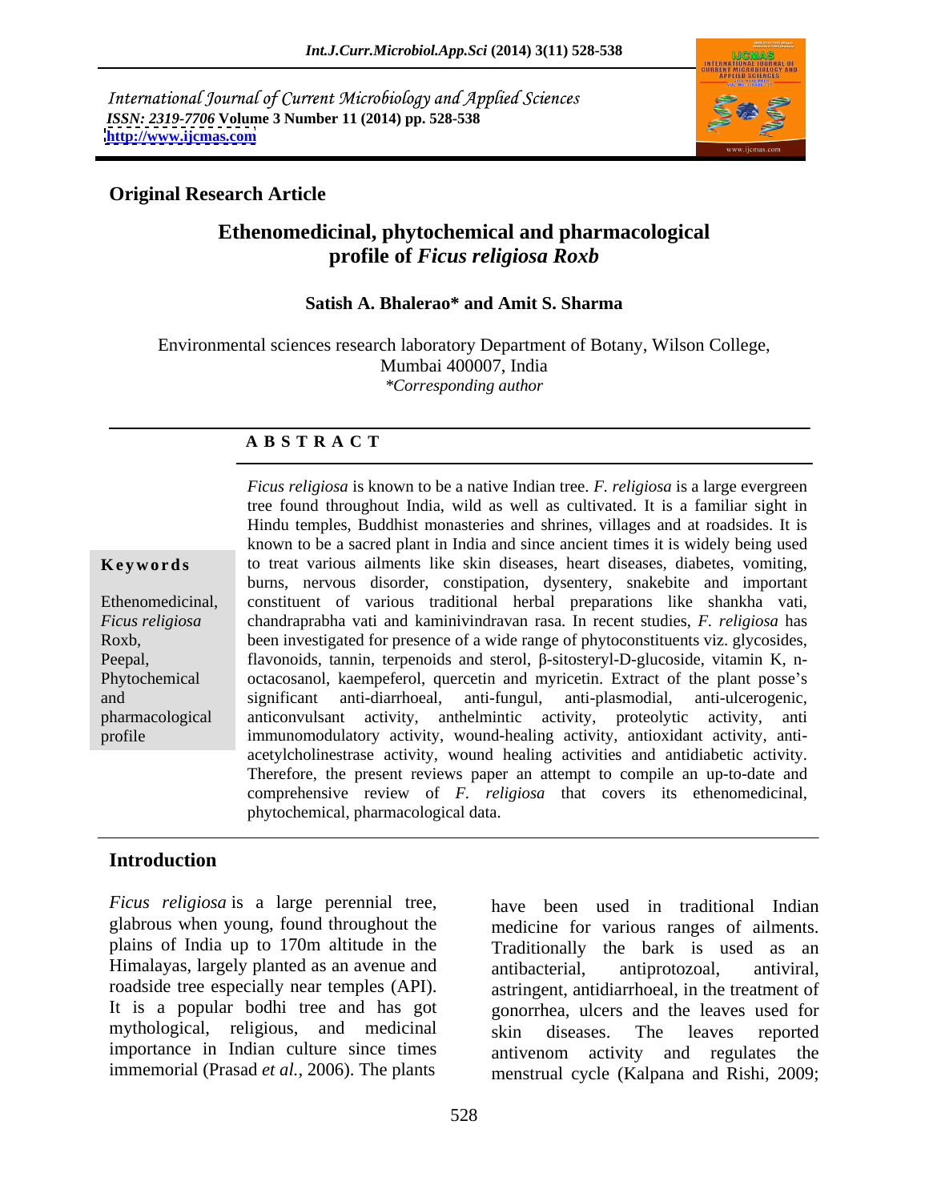International Journal of Current Microbiology and Applied Sciences
*ISSN: 2319-7706* **Volume 3 Number 11 (2014) pp. 528-538**
**http://www.ijcmas.com**

**Original Research Article**

# Ethenomedicinal, phytochemical and pharmacological profile of *Ficus religiosa Roxb*

**Satish A. Bhalerao\* and Amit S. Sharma**

Environmental sciences research laboratory Department of Botany, Wilson College, Mumbai 400007, India
*\*Corresponding author*

## A B S T R A C T

**Keywords**

Ethenomedicinal, *Ficus religiosa* Roxb, Peepal, Phytochemical and pharmacological profile

*Ficus religiosa* is known to be a native Indian tree. *F. religiosa* is a large evergreen tree found throughout India, wild as well as cultivated. It is a familiar sight in Hindu temples, Buddhist monasteries and shrines, villages and at roadsides. It is known to be a sacred plant in India and since ancient times it is widely being used to treat various ailments like skin diseases, heart diseases, diabetes, vomiting, burns, nervous disorder, constipation, dysentery, snakebite and important constituent of various traditional herbal preparations like shankha vati, chandraprabha vati and kaminivindravan rasa. In recent studies, *F. religiosa* has been investigated for presence of a wide range of phytoconstituents viz. glycosides, flavonoids, tannin, terpenoids and sterol, β-sitosteryl-D-glucoside, vitamin K, n-octacosanol, kaempeferol, quercetin and myricetin. Extract of the plant posse's significant anti-diarrhoeal, anti-fungul, anti-plasmodial, anti-ulcerogenic, anticonvulsant activity, anthelmintic activity, proteolytic activity, anti immunomodulatory activity, wound-healing activity, antioxidant activity, anti-acetylcholinestrase activity, wound healing activities and antidiabetic activity. Therefore, the present reviews paper an attempt to compile an up-to-date and comprehensive review of *F. religiosa* that covers its ethenomedicinal, phytochemical, pharmacological data.

## Introduction

*Ficus religiosa* is a large perennial tree, glabrous when young, found throughout the plains of India up to 170m altitude in the Himalayas, largely planted as an avenue and roadside tree especially near temples (API). It is a popular bodhi tree and has got mythological, religious, and medicinal importance in Indian culture since times immemorial (Prasad *et al.,* 2006). The plants have been used in traditional Indian medicine for various ranges of ailments. Traditionally the bark is used as an antibacterial, antiprotozoal, antiviral, astringent, antidiarrhoeal, in the treatment of gonorrhea, ulcers and the leaves used for skin diseases. The leaves reported antivenom activity and regulates the menstrual cycle (Kalpana and Rishi, 2009;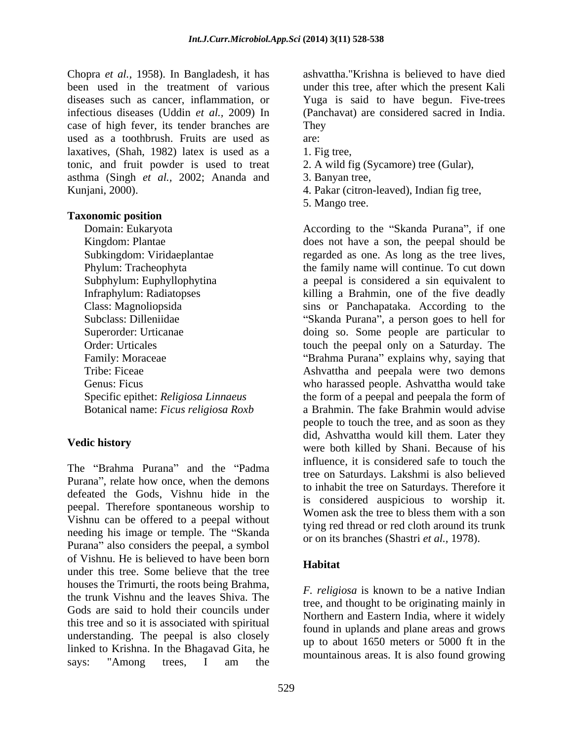Chopra *et al.*, 1958). In Bangladesh, it has been used in the treatment of various diseases such as cancer, inflammation, or infectious diseases (Uddin *et al.*, 2009) In case of high fever, its tender branches are used as a toothbrush. Fruits are used as laxatives, (Shah, 1982) latex is used as a tonic, and fruit powder is used to treat asthma (Singh *et al.*, 2002; Ananda and Kunjani, 2000).

**Taxonomic position**

Domain: Eukaryota
Kingdom: Plantae
Subkingdom: Viridaeplantae
Phylum: Tracheophyta
Subphylum: Euphyllophytina
Infraphylum: Radiatopses
Class: Magnoliopsida
Subclass: Dilleniidae
Superorder: Urticanae
Order: Urticales
Family: Moraceae
Tribe: Ficeae
Genus: Ficus
Specific epithet: *Religiosa Linnaeus*
Botanical name: *Ficus religiosa Roxb*

**Vedic history**

The "Brahma Purana" and the "Padma Purana", relate how once, when the demons defeated the Gods, Vishnu hide in the peepal. Therefore spontaneous worship to Vishnu can be offered to a peepal without needing his image or temple. The "Skanda Purana" also considers the peepal, a symbol of Vishnu. He is believed to have been born under this tree. Some believe that the tree houses the Trimurti, the roots being Brahma, the trunk Vishnu and the leaves Shiva. The Gods are said to hold their councils under this tree and so it is associated with spiritual understanding. The peepal is also closely linked to Krishna. In the Bhagavad Gita, he says: "Among trees, I am the ashvattha."Krishna is believed to have died under this tree, after which the present Kali Yuga is said to have begun. Five-trees (Panchavat) are considered sacred in India. They are:

1. Fig tree,
2. A wild fig (Sycamore) tree (Gular),
3. Banyan tree,
4. Pakar (citron-leaved), Indian fig tree,
5. Mango tree.

According to the "Skanda Purana", if one does not have a son, the peepal should be regarded as one. As long as the tree lives, the family name will continue. To cut down a peepal is considered a sin equivalent to killing a Brahmin, one of the five deadly sins or Panchapataka. According to the "Skanda Purana", a person goes to hell for doing so. Some people are particular to touch the peepal only on a Saturday. The "Brahma Purana" explains why, saying that Ashvattha and peepala were two demons who harassed people. Ashvattha would take the form of a peepal and peepala the form of a Brahmin. The fake Brahmin would advise people to touch the tree, and as soon as they did, Ashvattha would kill them. Later they were both killed by Shani. Because of his influence, it is considered safe to touch the tree on Saturdays. Lakshmi is also believed to inhabit the tree on Saturdays. Therefore it is considered auspicious to worship it. Women ask the tree to bless them with a son tying red thread or red cloth around its trunk or on its branches (Shastri *et al.*, 1978).

**Habitat**

*F. religiosa* is known to be a native Indian tree, and thought to be originating mainly in Northern and Eastern India, where it widely found in uplands and plane areas and grows up to about 1650 meters or 5000 ft in the mountainous areas. It is also found growing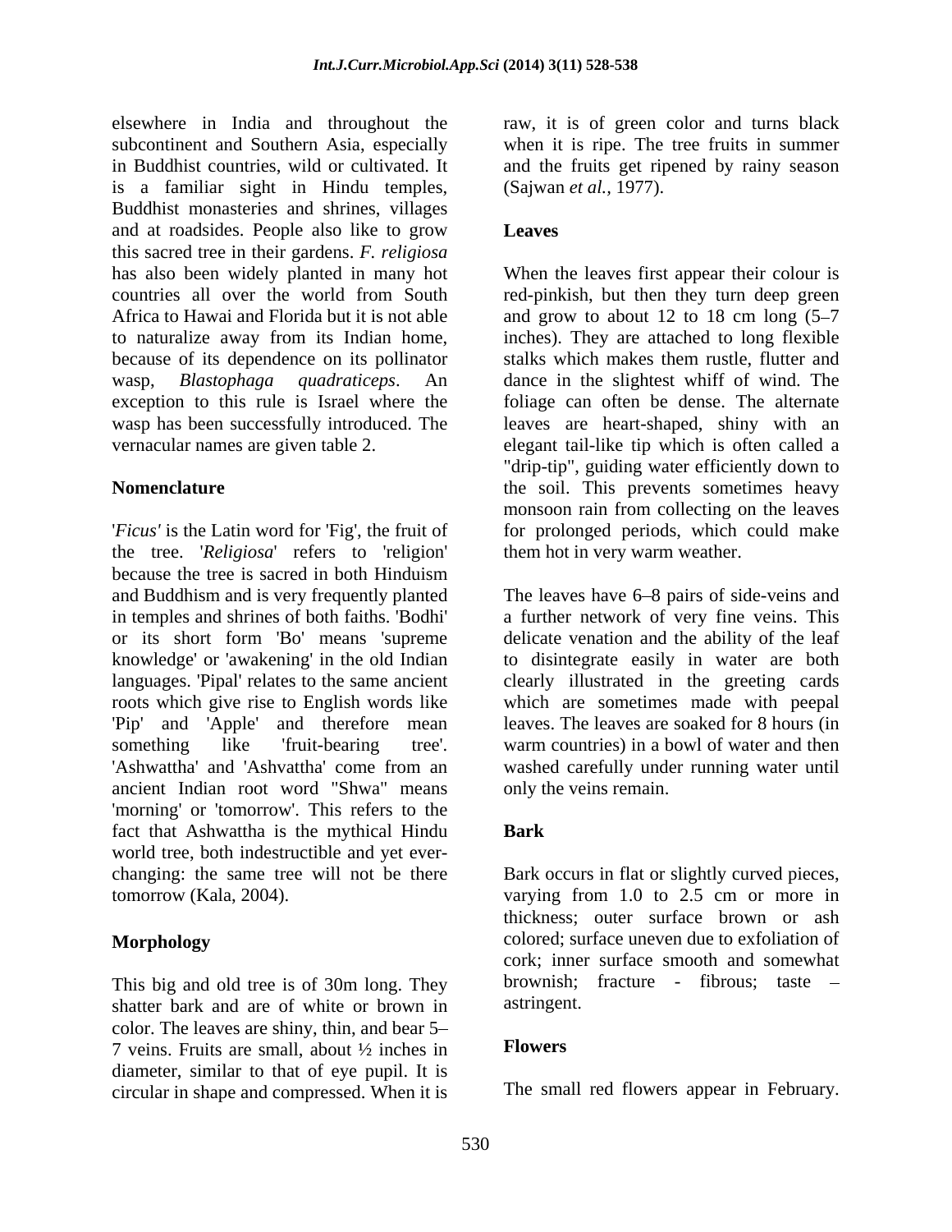elsewhere in India and throughout the subcontinent and Southern Asia, especially in Buddhist countries, wild or cultivated. It is a familiar sight in Hindu temples, Buddhist monasteries and shrines, villages and at roadsides. People also like to grow this sacred tree in their gardens. *F. religiosa* has also been widely planted in many hot countries all over the world from South Africa to Hawai and Florida but it is not able to naturalize away from its Indian home, because of its dependence on its pollinator wasp, *Blastophaga quadraticeps*. An exception to this rule is Israel where the wasp has been successfully introduced. The vernacular names are given table 2.

## Nomenclature

'*Ficus'* is the Latin word for 'Fig', the fruit of the tree. '*Religiosa*' refers to 'religion' because the tree is sacred in both Hinduism and Buddhism and is very frequently planted in temples and shrines of both faiths. 'Bodhi' or its short form 'Bo' means 'supreme knowledge' or 'awakening' in the old Indian languages. 'Pipal' relates to the same ancient roots which give rise to English words like 'Pip' and 'Apple' and therefore mean something like 'fruit-bearing tree'. 'Ashwattha' and 'Ashvattha' come from an ancient Indian root word "Shwa" means 'morning' or 'tomorrow'. This refers to the fact that Ashwattha is the mythical Hindu world tree, both indestructible and yet ever-changing: the same tree will not be there tomorrow (Kala, 2004).

## Morphology

This big and old tree is of 30m long. They shatter bark and are of white or brown in color. The leaves are shiny, thin, and bear 5–7 veins. Fruits are small, about ½ inches in diameter, similar to that of eye pupil. It is circular in shape and compressed. When it is raw, it is of green color and turns black when it is ripe. The tree fruits in summer and the fruits get ripened by rainy season (Sajwan *et al.*, 1977).

## Leaves

When the leaves first appear their colour is red-pinkish, but then they turn deep green and grow to about 12 to 18 cm long (5–7 inches). They are attached to long flexible stalks which makes them rustle, flutter and dance in the slightest whiff of wind. The foliage can often be dense. The alternate leaves are heart-shaped, shiny with an elegant tail-like tip which is often called a "drip-tip", guiding water efficiently down to the soil. This prevents sometimes heavy monsoon rain from collecting on the leaves for prolonged periods, which could make them hot in very warm weather.

The leaves have 6–8 pairs of side-veins and a further network of very fine veins. This delicate venation and the ability of the leaf to disintegrate easily in water are both clearly illustrated in the greeting cards which are sometimes made with peepal leaves. The leaves are soaked for 8 hours (in warm countries) in a bowl of water and then washed carefully under running water until only the veins remain.

## Bark

Bark occurs in flat or slightly curved pieces, varying from 1.0 to 2.5 cm or more in thickness; outer surface brown or ash colored; surface uneven due to exfoliation of cork; inner surface smooth and somewhat brownish; fracture - fibrous; taste – astringent.

## Flowers

The small red flowers appear in February.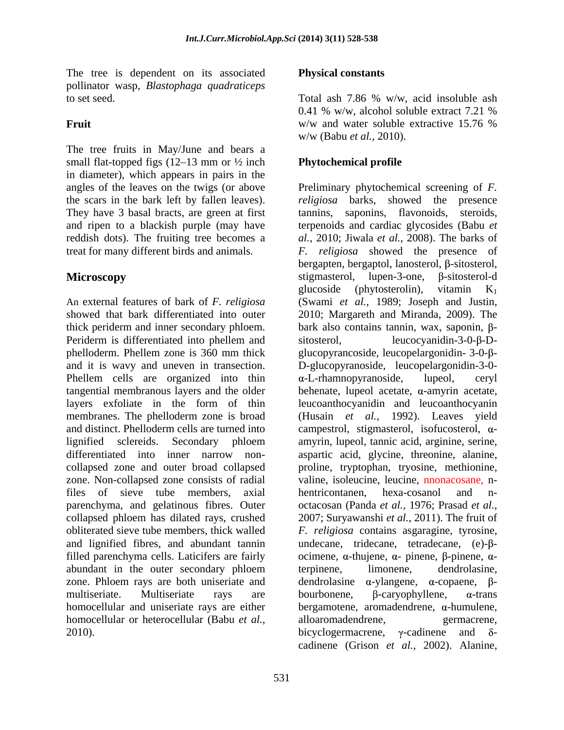The tree is dependent on its associated pollinator wasp, *Blastophaga quadraticeps* to set seed.

## Fruit

The tree fruits in May/June and bears a small flat-topped figs (12–13 mm or ½ inch in diameter), which appears in pairs in the angles of the leaves on the twigs (or above the scars in the bark left by fallen leaves). They have 3 basal bracts, are green at first and ripen to a blackish purple (may have reddish dots). The fruiting tree becomes a treat for many different birds and animals.

## Microscopy

An external features of bark of *F. religiosa* showed that bark differentiated into outer thick periderm and inner secondary phloem. Periderm is differentiated into phellem and phelloderm. Phellem zone is 360 mm thick and it is wavy and uneven in transection. Phellem cells are organized into thin tangential membranous layers and the older layers exfoliate in the form of thin membranes. The phelloderm zone is broad and distinct. Phelloderm cells are turned into lignified sclereids. Secondary phloem differentiated into inner narrow non-collapsed zone and outer broad collapsed zone. Non-collapsed zone consists of radial files of sieve tube members, axial parenchyma, and gelatinous fibres. Outer collapsed phloem has dilated rays, crushed obliterated sieve tube members, thick walled and lignified fibres, and abundant tannin filled parenchyma cells. Laticifers are fairly abundant in the outer secondary phloem zone. Phloem rays are both uniseriate and multiseriate. Multiseriate rays are homocellular and uniseriate rays are either homocellular or heterocellular (Babu *et al.,* 2010).

## Physical constants

Total ash 7.86 % w/w, acid insoluble ash 0.41 % w/w, alcohol soluble extract 7.21 % w/w and water soluble extractive 15.76 % w/w (Babu *et al.,* 2010).

## Phytochemical profile

Preliminary phytochemical screening of *F. religiosa* barks, showed the presence tannins, saponins, flavonoids, steroids, terpenoids and cardiac glycosides (Babu *et al.,* 2010; Jiwala *et al.,* 2008). The barks of *F. religiosa* showed the presence of bergapten, bergaptol, lanosterol, β-sitosterol, stigmasterol, lupen-3-one, β-sitosterol-d glucoside (phytosterolin), vitamin $K_1$ (Swami *et al.,* 1989; Joseph and Justin, 2010; Margareth and Miranda, 2009). The bark also contains tannin, wax, saponin, β-sitosterol, leucocyanidin-3-0-β-D-glucopyrancoside, leucopelargonidin- 3-0-β-D-glucopyranoside, leucopelargonidin-3-0-α-L-rhamnopyranoside, lupeol, ceryl behenate, lupeol acetate, α-amyrin acetate, leucoanthocyanidin and leucoanthocyanin (Husain *et al.,* 1992). Leaves yield campestrol, stigmasterol, isofucosterol, α-amyrin, lupeol, tannic acid, arginine, serine, aspartic acid, glycine, threonine, alanine, proline, tryptophan, tryosine, methionine, valine, isoleucine, leucine, nnonacosane, n-hentricontanen, hexa-cosanol and n-octacosan (Panda *et al.,* 1976; Prasad *et al.,* 2007; Suryawanshi *et al.,* 2011). The fruit of *F. religiosa* contains asgaragine, tyrosine, undecane, tridecane, tetradecane, (e)-β-ocimene, α-thujene, α- pinene, β-pinene, α-terpinene, limonene, dendrolasine, dendrolasine α-ylangene, α-copaene, β-bourbonene, β-caryophyllene, α-trans bergamotene, aromadendrene, α-humulene, alloaromadendrene, germacrene, bicyclogermacrene, γ-cadinene and δ-cadinene (Grison *et al.,* 2002). Alanine,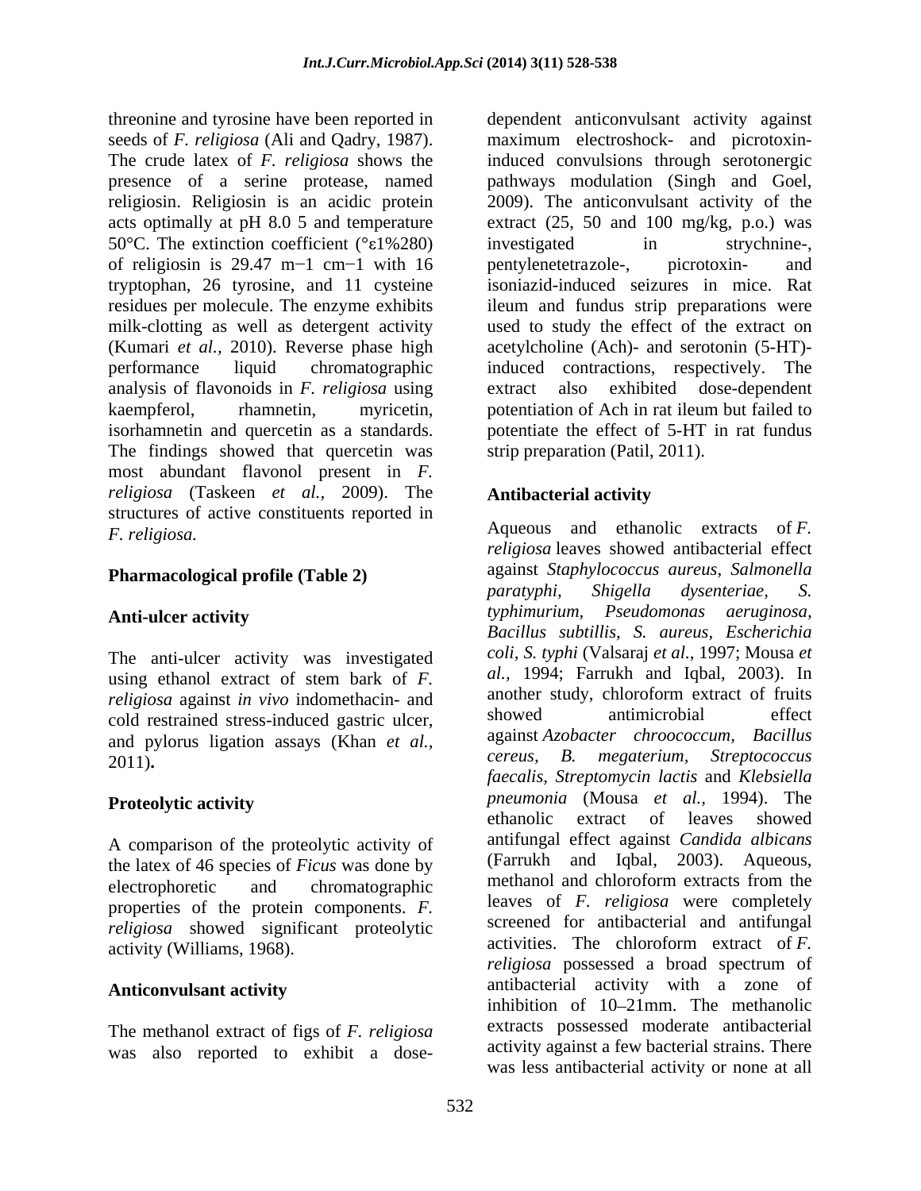threonine and tyrosine have been reported in seeds of *F. religiosa* (Ali and Qadry, 1987). The crude latex of *F. religiosa* shows the presence of a serine protease, named religiosin. Religiosin is an acidic protein acts optimally at pH 8.0 5 and temperature 50°C. The extinction coefficient (°ε1%280) of religiosin is 29.47 m−1 cm−1 with 16 tryptophan, 26 tyrosine, and 11 cysteine residues per molecule. The enzyme exhibits milk-clotting as well as detergent activity (Kumari *et al.,* 2010). Reverse phase high performance liquid chromatographic analysis of flavonoids in *F. religiosa* using kaempferol, rhamnetin, myricetin, isorhamnetin and quercetin as a standards. The findings showed that quercetin was most abundant flavonol present in *F. religiosa* (Taskeen *et al.,* 2009). The structures of active constituents reported in *F. religiosa.*

## Pharmacological profile (Table 2)

### Anti-ulcer activity

The anti-ulcer activity was investigated using ethanol extract of stem bark of *F. religiosa* against *in vivo* indomethacin- and cold restrained stress-induced gastric ulcer, and pylorus ligation assays (Khan *et al.,* 2011)**.**

### Proteolytic activity

A comparison of the proteolytic activity of the latex of 46 species of *Ficus* was done by electrophoretic and chromatographic properties of the protein components. *F. religiosa* showed significant proteolytic activity (Williams, 1968).

### Anticonvulsant activity

The methanol extract of figs of *F. religiosa* was also reported to exhibit a dose-dependent anticonvulsant activity against maximum electroshock- and picrotoxin-induced convulsions through serotonergic pathways modulation (Singh and Goel, 2009). The anticonvulsant activity of the extract (25, 50 and 100 mg/kg, p.o.) was investigated in strychnine-, pentylenetetrazole-, picrotoxin- and isoniazid-induced seizures in mice. Rat ileum and fundus strip preparations were used to study the effect of the extract on acetylcholine (Ach)- and serotonin (5-HT)-induced contractions, respectively. The extract also exhibited dose-dependent potentiation of Ach in rat ileum but failed to potentiate the effect of 5-HT in rat fundus strip preparation (Patil, 2011).

### Antibacterial activity

Aqueous and ethanolic extracts of *F. religiosa* leaves showed antibacterial effect against *Staphylococcus aureus, Salmonella paratyphi, Shigella dysenteriae, S. typhimurium, Pseudomonas aeruginosa, Bacillus subtillis, S. aureus, Escherichia coli, S. typhi* (Valsaraj *et al.,* 1997; Mousa *et al.,* 1994; Farrukh and Iqbal, 2003). In another study, chloroform extract of fruits showed antimicrobial effect against *Azobacter chroococcum, Bacillus cereus, B. megaterium, Streptococcus faecalis, Streptomycin lactis* and *Klebsiella pneumonia* (Mousa *et al.,* 1994). The ethanolic extract of leaves showed antifungal effect against *Candida albicans* (Farrukh and Iqbal, 2003). Aqueous, methanol and chloroform extracts from the leaves of *F. religiosa* were completely screened for antibacterial and antifungal activities. The chloroform extract of *F. religiosa* possessed a broad spectrum of antibacterial activity with a zone of inhibition of 10–21mm. The methanolic extracts possessed moderate antibacterial activity against a few bacterial strains. There was less antibacterial activity or none at all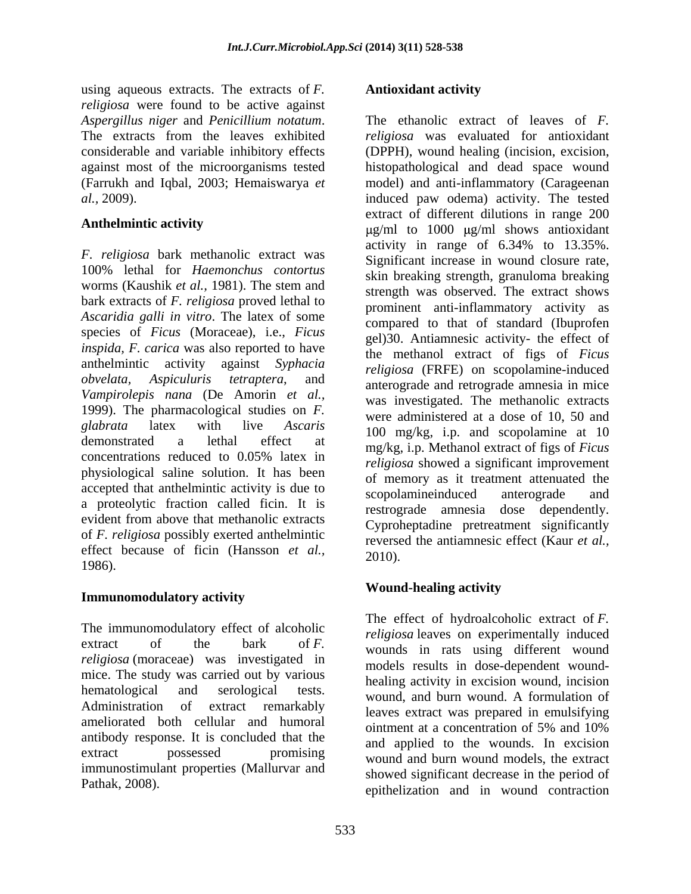using aqueous extracts. The extracts of *F. religiosa* were found to be active against *Aspergillus niger* and *Penicillium notatum*. The extracts from the leaves exhibited considerable and variable inhibitory effects against most of the microorganisms tested (Farrukh and Iqbal, 2003; Hemaiswarya *et al.,* 2009).

**Anthelmintic activity**

*F. religiosa* bark methanolic extract was 100% lethal for *Haemonchus contortus* worms (Kaushik *et al.,* 1981). The stem and bark extracts of *F. religiosa* proved lethal to *Ascaridia galli in vitro*. The latex of some species of *Ficus* (Moraceae), i.e., *Ficus inspida, F. carica* was also reported to have anthelmintic activity against *Syphacia obvelata, Aspiculuris tetraptera*, and *Vampirolepis nana* (De Amorin *et al.,* 1999). The pharmacological studies on *F. glabrata* latex with live *Ascaris* demonstrated a lethal effect at concentrations reduced to 0.05% latex in physiological saline solution. It has been accepted that anthelmintic activity is due to a proteolytic fraction called ficin. It is evident from above that methanolic extracts of *F. religiosa* possibly exerted anthelmintic effect because of ficin (Hansson *et al.,* 1986).

**Immunomodulatory activity**

The immunomodulatory effect of alcoholic extract of the bark of *F. religiosa* (moraceae) was investigated in mice. The study was carried out by various hematological and serological tests. Administration of extract remarkably ameliorated both cellular and humoral antibody response. It is concluded that the extract possessed promising immunostimulant properties (Mallurvar and Pathak, 2008).

**Antioxidant activity**

The ethanolic extract of leaves of *F. religiosa* was evaluated for antioxidant (DPPH), wound healing (incision, excision, histopathological and dead space wound model) and anti-inflammatory (Carageenan induced paw odema) activity. The tested extract of different dilutions in range 200 μg/ml to 1000 μg/ml shows antioxidant activity in range of 6.34% to 13.35%. Significant increase in wound closure rate, skin breaking strength, granuloma breaking strength was observed. The extract shows prominent anti-inflammatory activity as compared to that of standard (Ibuprofen gel)30. Antiamnesic activity- the effect of the methanol extract of figs of *Ficus religiosa* (FRFE) on scopolamine-induced anterograde and retrograde amnesia in mice was investigated. The methanolic extracts were administered at a dose of 10, 50 and 100 mg/kg, i.p. and scopolamine at 10 mg/kg, i.p. Methanol extract of figs of *Ficus religiosa* showed a significant improvement of memory as it treatment attenuated the scopolamineinduced anterograde and restrograde amnesia dose dependently. Cyproheptadine pretreatment significantly reversed the antiamnesic effect (Kaur *et al.,* 2010).

**Wound-healing activity**

The effect of hydroalcoholic extract of *F. religiosa* leaves on experimentally induced wounds in rats using different wound models results in dose-dependent wound-healing activity in excision wound, incision wound, and burn wound. A formulation of leaves extract was prepared in emulsifying ointment at a concentration of 5% and 10% and applied to the wounds. In excision wound and burn wound models, the extract showed significant decrease in the period of epithelization and in wound contraction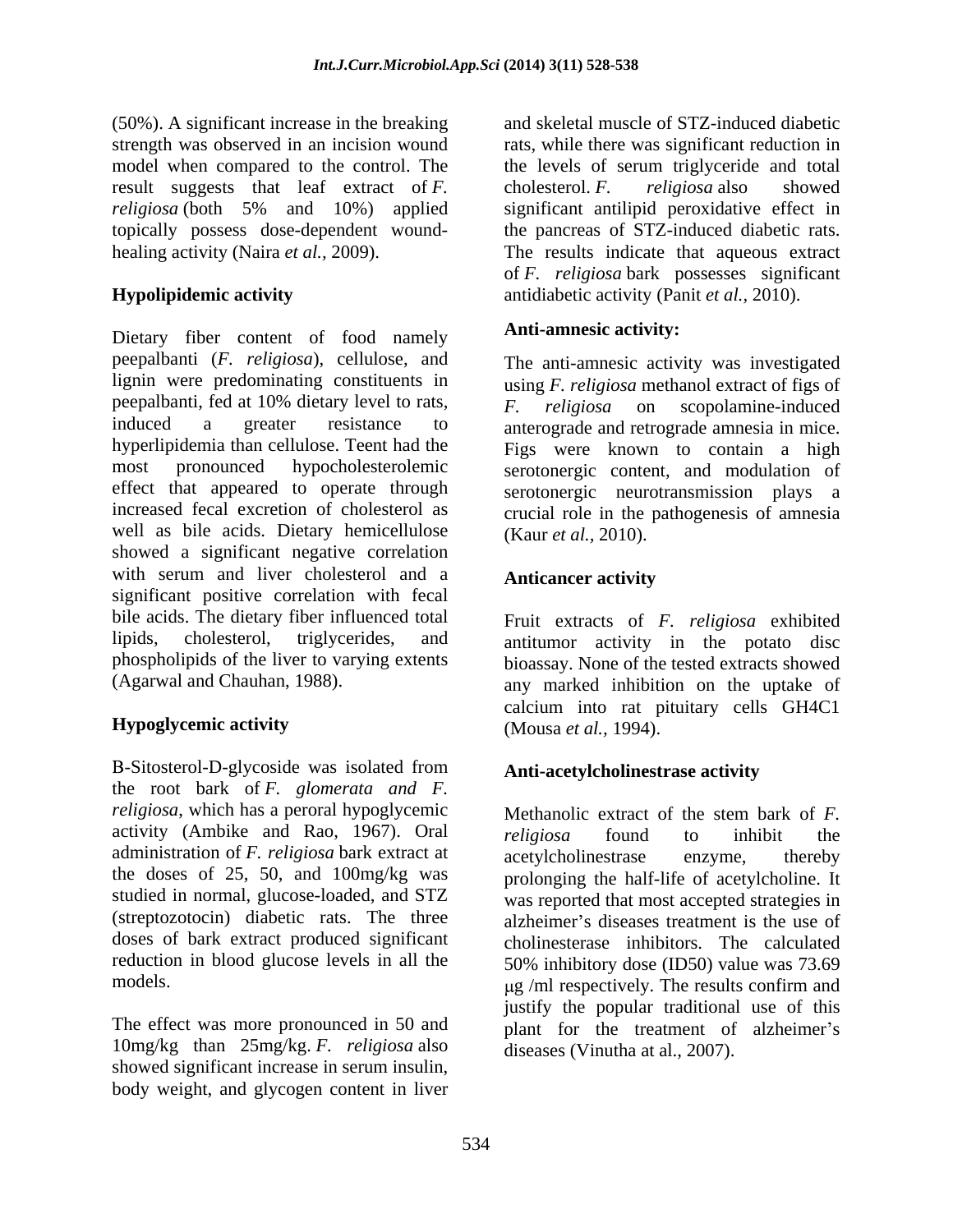(50%). A significant increase in the breaking strength was observed in an incision wound model when compared to the control. The result suggests that leaf extract of *F. religiosa* (both 5% and 10%) applied topically possess dose-dependent wound-healing activity (Naira *et al.,* 2009).

## Hypolipidemic activity

Dietary fiber content of food namely peepalbanti (*F. religiosa*), cellulose, and lignin were predominating constituents in peepalbanti, fed at 10% dietary level to rats, induced a greater resistance to hyperlipidemia than cellulose. Teent had the most pronounced hypocholesterolemic effect that appeared to operate through increased fecal excretion of cholesterol as well as bile acids. Dietary hemicellulose showed a significant negative correlation with serum and liver cholesterol and a significant positive correlation with fecal bile acids. The dietary fiber influenced total lipids, cholesterol, triglycerides, and phospholipids of the liver to varying extents (Agarwal and Chauhan, 1988).

## Hypoglycemic activity

B-Sitosterol-D-glycoside was isolated from the root bark of *F. glomerata and F. religiosa*, which has a peroral hypoglycemic activity (Ambike and Rao, 1967). Oral administration of *F. religiosa* bark extract at the doses of 25, 50, and 100mg/kg was studied in normal, glucose-loaded, and STZ (streptozotocin) diabetic rats. The three doses of bark extract produced significant reduction in blood glucose levels in all the models.

The effect was more pronounced in 50 and 10mg/kg than 25mg/kg. *F. religiosa* also showed significant increase in serum insulin, body weight, and glycogen content in liver and skeletal muscle of STZ-induced diabetic rats, while there was significant reduction in the levels of serum triglyceride and total cholesterol. *F. religiosa* also showed significant antilipid peroxidative effect in the pancreas of STZ-induced diabetic rats. The results indicate that aqueous extract of *F. religiosa* bark possesses significant antidiabetic activity (Panit *et al.,* 2010).

## Anti-amnesic activity:

The anti-amnesic activity was investigated using *F. religiosa* methanol extract of figs of *F. religiosa* on scopolamine-induced anterograde and retrograde amnesia in mice. Figs were known to contain a high serotonergic content, and modulation of serotonergic neurotransmission plays a crucial role in the pathogenesis of amnesia (Kaur *et al.,* 2010).

## Anticancer activity

Fruit extracts of *F. religiosa* exhibited antitumor activity in the potato disc bioassay. None of the tested extracts showed any marked inhibition on the uptake of calcium into rat pituitary cells GH4C1 (Mousa *et al.,* 1994).

## Anti-acetylcholinestrase activity

Methanolic extract of the stem bark of *F. religiosa* found to inhibit the acetylcholinestrase enzyme, thereby prolonging the half-life of acetylcholine. It was reported that most accepted strategies in alzheimer's diseases treatment is the use of cholinesterase inhibitors. The calculated 50% inhibitory dose (ID50) value was 73.69 μg /ml respectively. The results confirm and justify the popular traditional use of this plant for the treatment of alzheimer's diseases (Vinutha at al., 2007).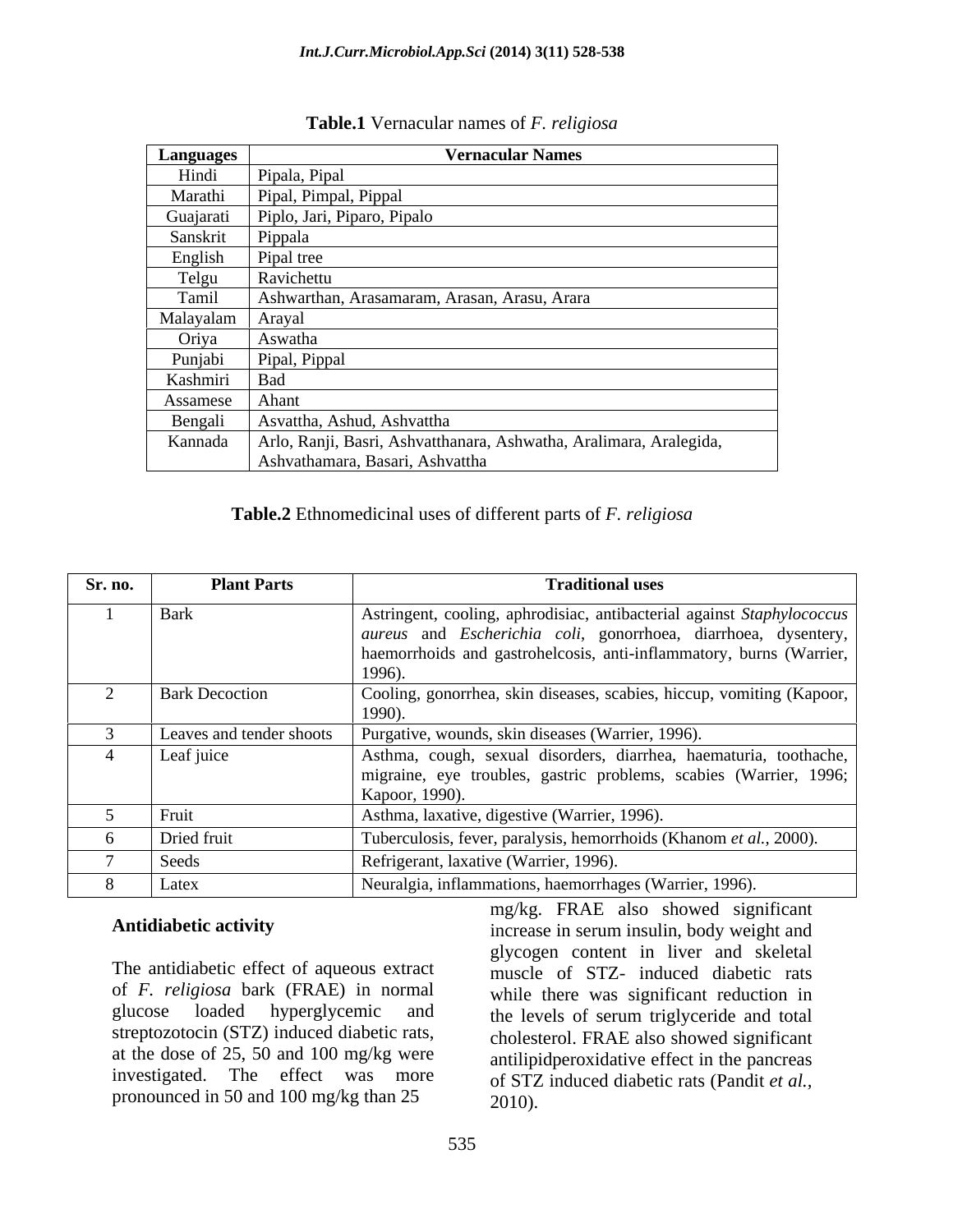**Table.1** Vernacular names of *F. religiosa*

| Languages | Vernacular Names |
|---|---|
| Hindi | Pipala, Pipal |
| Marathi | Pipal, Pimpal, Pippal |
| Guajarati | Piplo, Jari, Piparo, Pipalo |
| Sanskrit | Pippala |
| English | Pipal tree |
| Telgu | Ravichettu |
| Tamil | Ashwarthan, Arasamaram, Arasan, Arasu, Arara |
| Malayalam | Arayal |
| Oriya | Aswatha |
| Punjabi | Pipal, Pippal |
| Kashmiri | Bad |
| Assamese | Ahant |
| Bengali | Asvattha, Ashud, Ashvattha |
| Kannada | Arlo, Ranji, Basri, Ashvatthanara, Ashwatha, Aralimara, Aralegida, Ashvathamara, Basari, Ashvattha |

**Table.2** Ethnomedicinal uses of different parts of *F. religiosa*

| Sr. no. | Plant Parts | Traditional uses |
|---|---|---|
| 1 | Bark | Astringent, cooling, aphrodisiac, antibacterial against *Staphylococcus aureus* and *Escherichia coli*, gonorrhoea, diarrhoea, dysentery, haemorrhoids and gastrohelcosis, anti-inflammatory, burns (Warrier, 1996). |
| 2 | Bark Decoction | Cooling, gonorrhea, skin diseases, scabies, hiccup, vomiting (Kapoor, 1990). |
| 3 | Leaves and tender shoots | Purgative, wounds, skin diseases (Warrier, 1996). |
| 4 | Leaf juice | Asthma, cough, sexual disorders, diarrhea, haematuria, toothache, migraine, eye troubles, gastric problems, scabies (Warrier, 1996; Kapoor, 1990). |
| 5 | Fruit | Asthma, laxative, digestive (Warrier, 1996). |
| 6 | Dried fruit | Tuberculosis, fever, paralysis, hemorrhoids (Khanom *et al.*, 2000). |
| 7 | Seeds | Refrigerant, laxative (Warrier, 1996). |
| 8 | Latex | Neuralgia, inflammations, haemorrhages (Warrier, 1996). |

**Antidiabetic activity**

The antidiabetic effect of aqueous extract of *F. religiosa* bark (FRAE) in normal glucose loaded hyperglycemic and streptozotocin (STZ) induced diabetic rats, at the dose of 25, 50 and 100 mg/kg were investigated. The effect was more pronounced in 50 and 100 mg/kg than 25 mg/kg. FRAE also showed significant increase in serum insulin, body weight and glycogen content in liver and skeletal muscle of STZ- induced diabetic rats while there was significant reduction in the levels of serum triglyceride and total cholesterol. FRAE also showed significant antilipidperoxidative effect in the pancreas of STZ induced diabetic rats (Pandit *et al.*, 2010).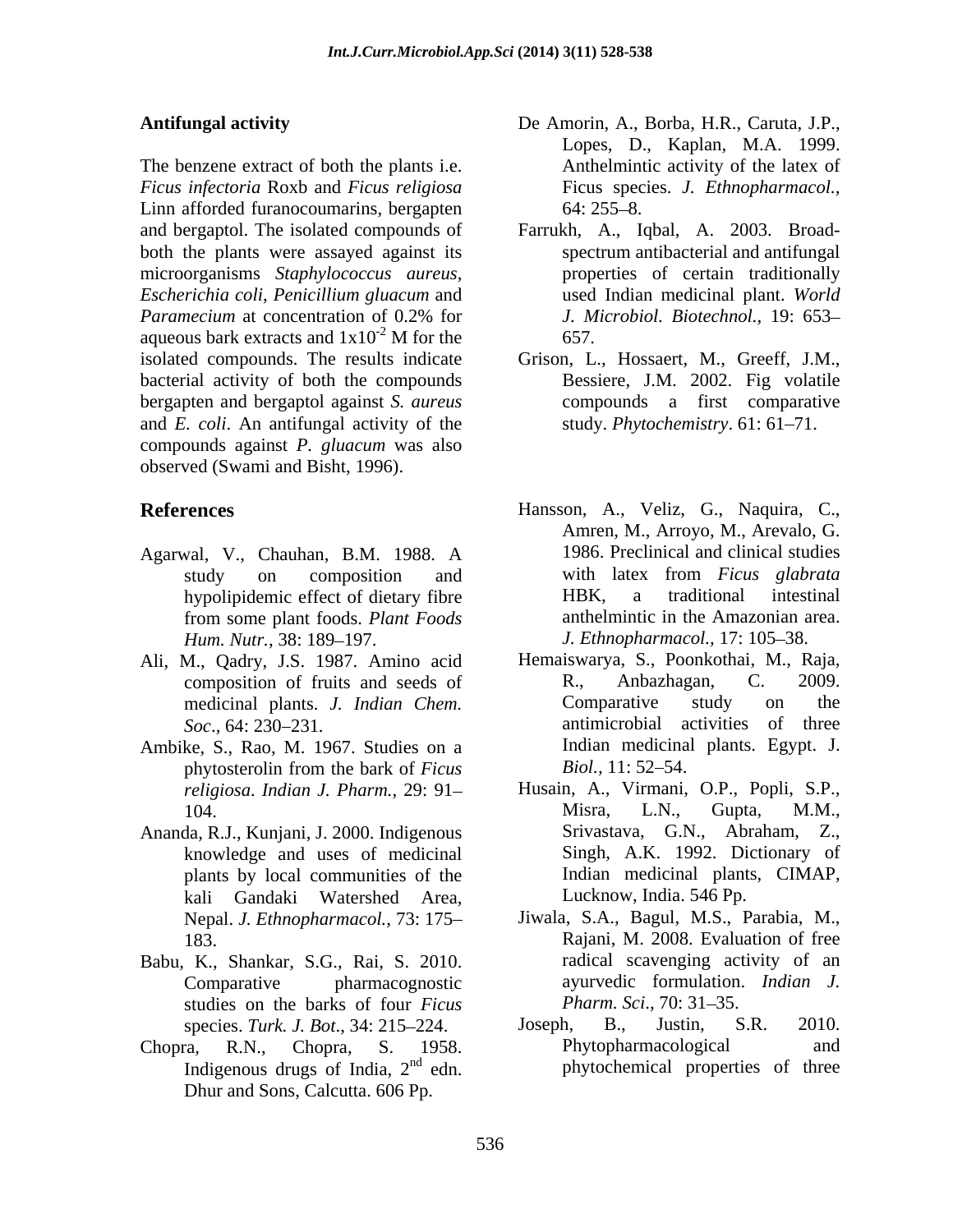## Antifungal activity

The benzene extract of both the plants i.e. *Ficus infectoria* Roxb and *Ficus religiosa* Linn afforded furanocoumarins, bergapten and bergaptol. The isolated compounds of both the plants were assayed against its microorganisms *Staphylococcus aureus*, *Escherichia coli*, *Penicillium gluacum* and *Paramecium* at concentration of 0.2% for aqueous bark extracts and $1x10^{-2}$ M for the isolated compounds. The results indicate bacterial activity of both the compounds bergapten and bergaptol against *S. aureus* and *E. coli*. An antifungal activity of the compounds against *P. gluacum* was also observed (Swami and Bisht, 1996).

## References

Agarwal, V., Chauhan, B.M. 1988. A study on composition and hypolipidemic effect of dietary fibre from some plant foods. *Plant Foods Hum. Nutr.,* 38: 189–197.

Ali, M., Qadry, J.S. 1987. Amino acid composition of fruits and seeds of medicinal plants. *J. Indian Chem. Soc.,* 64: 230–231.

Ambike, S., Rao, M. 1967. Studies on a phytosterolin from the bark of *Ficus religiosa*. *Indian J. Pharm.,* 29: 91–104.

Ananda, R.J., Kunjani, J. 2000. Indigenous knowledge and uses of medicinal plants by local communities of the kali Gandaki Watershed Area, Nepal. *J. Ethnopharmacol.,* 73: 175–183.

Babu, K., Shankar, S.G., Rai, S. 2010. Comparative pharmacognostic studies on the barks of four *Ficus* species. *Turk. J. Bot.,* 34: 215–224.

Chopra, R.N., Chopra, S. 1958. Indigenous drugs of India, 2nd edn. Dhur and Sons, Calcutta. 606 Pp.

De Amorin, A., Borba, H.R., Caruta, J.P., Lopes, D., Kaplan, M.A. 1999. Anthelmintic activity of the latex of Ficus species. *J. Ethnopharmacol.,* 64: 255–8.

Farrukh, A., Iqbal, A. 2003. Broad-spectrum antibacterial and antifungal properties of certain traditionally used Indian medicinal plant. *World J. Microbiol. Biotechnol.,* 19: 653–657.

Grison, L., Hossaert, M., Greeff, J.M., Bessiere, J.M. 2002. Fig volatile compounds a first comparative study. *Phytochemistry*. 61: 61–71.

Hansson, A., Veliz, G., Naquira, C., Amren, M., Arroyo, M., Arevalo, G. 1986. Preclinical and clinical studies with latex from *Ficus glabrata* HBK, a traditional intestinal anthelmintic in the Amazonian area. *J. Ethnopharmacol.,* 17: 105–38.

Hemaiswarya, S., Poonkothai, M., Raja, R., Anbazhagan, C. 2009. Comparative study on the antimicrobial activities of three Indian medicinal plants. Egypt. J. *Biol.,* 11: 52–54.

Husain, A., Virmani, O.P., Popli, S.P., Misra, L.N., Gupta, M.M., Srivastava, G.N., Abraham, Z., Singh, A.K. 1992. Dictionary of Indian medicinal plants, CIMAP, Lucknow, India. 546 Pp.

Jiwala, S.A., Bagul, M.S., Parabia, M., Rajani, M. 2008. Evaluation of free radical scavenging activity of an ayurvedic formulation. *Indian J. Pharm. Sci.,* 70: 31–35.

Joseph, B., Justin, S.R. 2010. Phytopharmacological and phytochemical properties of three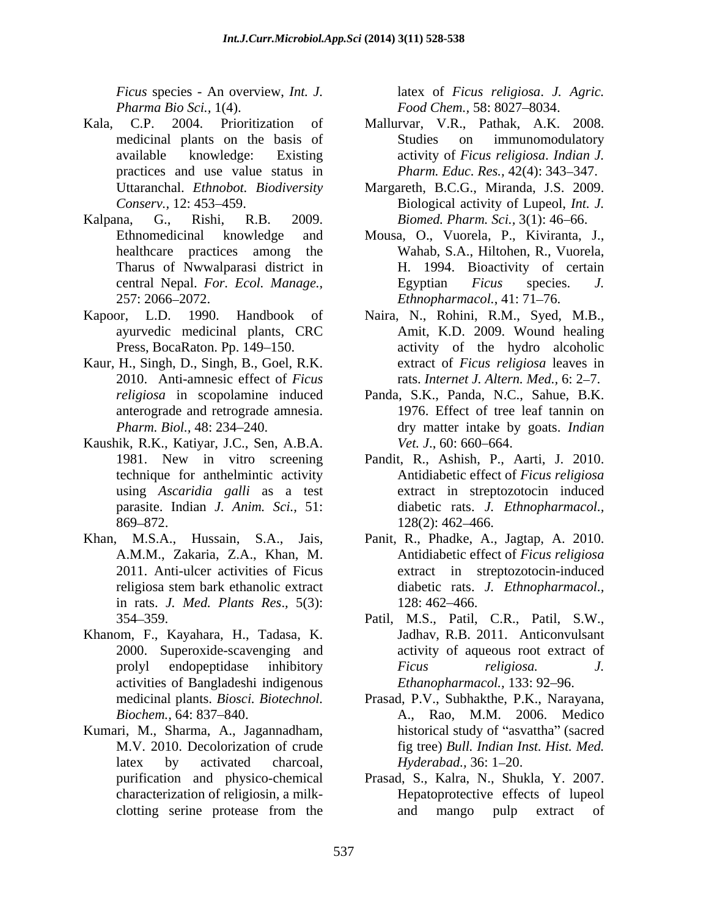*Ficus* species - An overview, *Int. J. Pharma Bio Sci.,* 1(4).

Kala, C.P. 2004. Prioritization of medicinal plants on the basis of available knowledge: Existing practices and use value status in Uttaranchal. *Ethnobot. Biodiversity Conserv.,* 12: 453–459.

Kalpana, G., Rishi, R.B. 2009. Ethnomedicinal knowledge and healthcare practices among the Tharus of Nwwalparasi district in central Nepal. *For. Ecol. Manage.,* 257: 2066–2072.

Kapoor, L.D. 1990. Handbook of ayurvedic medicinal plants, CRC Press, BocaRaton. Pp. 149–150.

Kaur, H., Singh, D., Singh, B., Goel, R.K. 2010. Anti-amnesic effect of *Ficus religiosa* in scopolamine induced anterograde and retrograde amnesia. *Pharm. Biol.,* 48: 234–240.

Kaushik, R.K., Katiyar, J.C., Sen, A.B.A. 1981. New in vitro screening technique for anthelmintic activity using *Ascaridia galli* as a test parasite. Indian *J. Anim. Sci.,* 51: 869–872.

Khan, M.S.A., Hussain, S.A., Jais, A.M.M., Zakaria, Z.A., Khan, M. 2011. Anti-ulcer activities of Ficus religiosa stem bark ethanolic extract in rats. *J. Med. Plants Res*., 5(3): 354–359.

Khanom, F., Kayahara, H., Tadasa, K. 2000. Superoxide-scavenging and prolyl endopeptidase inhibitory activities of Bangladeshi indigenous medicinal plants. *Biosci. Biotechnol. Biochem.,* 64: 837–840.

Kumari, M., Sharma, A., Jagannadham, M.V. 2010. Decolorization of crude latex by activated charcoal, purification and physico-chemical characterization of religiosin, a milk-clotting serine protease from the latex of *Ficus religiosa*. *J. Agric. Food Chem.,* 58: 8027–8034.

Mallurvar, V.R., Pathak, A.K. 2008. Studies on immunomodulatory activity of *Ficus religiosa*. *Indian J. Pharm. Educ. Res.,* 42(4): 343–347.

Margareth, B.C.G., Miranda, J.S. 2009. Biological activity of Lupeol, *Int. J. Biomed. Pharm. Sci.,* 3(1): 46–66.

Mousa, O., Vuorela, P., Kiviranta, J., Wahab, S.A., Hiltohen, R., Vuorela, H. 1994. Bioactivity of certain Egyptian *Ficus* species. *J. Ethnopharmacol.,* 41: 71–76.

Naira, N., Rohini, R.M., Syed, M.B., Amit, K.D. 2009. Wound healing activity of the hydro alcoholic extract of *Ficus religiosa* leaves in rats. *Internet J. Altern. Med.,* 6: 2–7.

Panda, S.K., Panda, N.C., Sahue, B.K. 1976. Effect of tree leaf tannin on dry matter intake by goats. *Indian Vet. J*., 60: 660–664.

Pandit, R., Ashish, P., Aarti, J. 2010. Antidiabetic effect of *Ficus religiosa* extract in streptozotocin induced diabetic rats. *J. Ethnopharmacol.*, 128(2): 462–466.

Panit, R., Phadke, A., Jagtap, A. 2010. Antidiabetic effect of *Ficus religiosa* extract in streptozotocin-induced diabetic rats. *J. Ethnopharmacol.,* 128: 462–466.

Patil, M.S., Patil, C.R., Patil, S.W., Jadhav, R.B. 2011. Anticonvulsant activity of aqueous root extract of *Ficus religiosa. J. Ethanopharmacol.,* 133: 92–96.

Prasad, P.V., Subhakthe, P.K., Narayana, A., Rao, M.M. 2006. Medico historical study of "asvattha" (sacred fig tree) *Bull. Indian Inst. Hist. Med. Hyderabad.,* 36: 1–20.

Prasad, S., Kalra, N., Shukla, Y. 2007. Hepatoprotective effects of lupeol and mango pulp extract of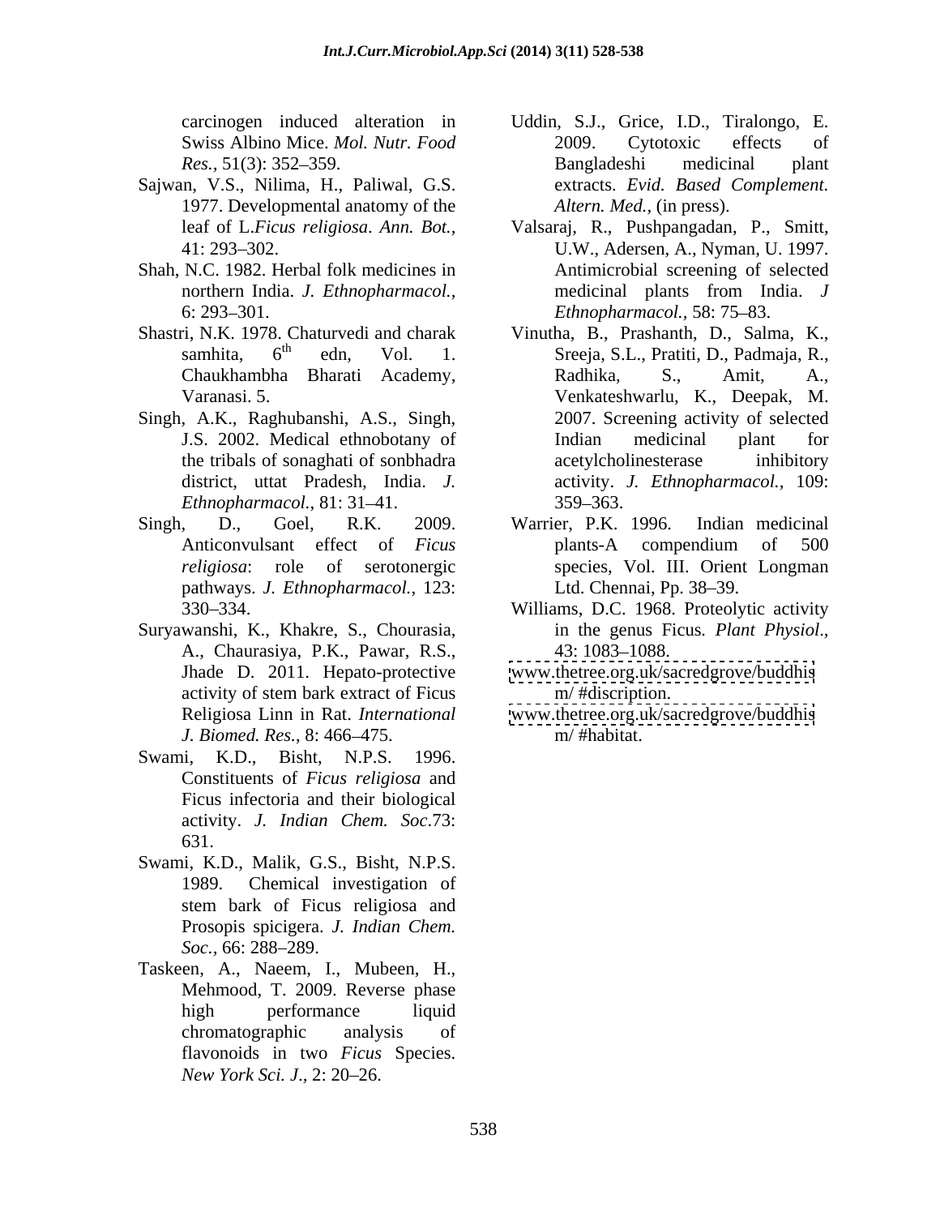carcinogen induced alteration in Swiss Albino Mice. *Mol. Nutr. Food Res.,* 51(3): 352–359.

Sajwan, V.S., Nilima, H., Paliwal, G.S. 1977. Developmental anatomy of the leaf of L.*Ficus religiosa*. *Ann. Bot.,* 41: 293–302.

Shah, N.C. 1982. Herbal folk medicines in northern India. *J. Ethnopharmacol.,* 6: 293–301.

Shastri, N.K. 1978. Chaturvedi and charak samhita, 6th edn, Vol. 1. Chaukhambha Bharati Academy, Varanasi. 5.

Singh, A.K., Raghubanshi, A.S., Singh, J.S. 2002. Medical ethnobotany of the tribals of sonaghati of sonbhadra district, uttat Pradesh, India. *J. Ethnopharmacol.,* 81: 31–41.

Singh, D., Goel, R.K. 2009. Anticonvulsant effect of *Ficus religiosa*: role of serotonergic pathways. *J. Ethnopharmacol.,* 123: 330–334.

Suryawanshi, K., Khakre, S., Chourasia, A., Chaurasiya, P.K., Pawar, R.S., Jhade D. 2011. Hepato-protective activity of stem bark extract of Ficus Religiosa Linn in Rat. *International J. Biomed. Res.,* 8: 466–475.

Swami, K.D., Bisht, N.P.S. 1996. Constituents of *Ficus religiosa* and Ficus infectoria and their biological activity. *J. Indian Chem. Soc*.73: 631.

Swami, K.D., Malik, G.S., Bisht, N.P.S. 1989. Chemical investigation of stem bark of Ficus religiosa and Prosopis spicigera. *J. Indian Chem. Soc.,* 66: 288–289.

Taskeen, A., Naeem, I., Mubeen, H., Mehmood, T. 2009. Reverse phase high performance liquid chromatographic analysis of flavonoids in two *Ficus* Species. *New York Sci. J.,* 2: 20–26.

Uddin, S.J., Grice, I.D., Tiralongo, E. 2009. Cytotoxic effects of Bangladeshi medicinal plant extracts. *Evid. Based Complement. Altern. Med.,* (in press).

Valsaraj, R., Pushpangadan, P., Smitt, U.W., Adersen, A., Nyman, U. 1997. Antimicrobial screening of selected medicinal plants from India. *J Ethnopharmacol.,* 58: 75–83.

Vinutha, B., Prashanth, D., Salma, K., Sreeja, S.L., Pratiti, D., Padmaja, R., Radhika, S., Amit, A., Venkateshwarlu, K., Deepak, M. 2007. Screening activity of selected Indian medicinal plant for acetylcholinesterase inhibitory activity. *J. Ethnopharmacol.,* 109: 359–363.

Warrier, P.K. 1996. Indian medicinal plants-A compendium of 500 species, Vol. III. Orient Longman Ltd. Chennai, Pp. 38–39.

Williams, D.C. 1968. Proteolytic activity in the genus Ficus*. Plant Physiol.,* 43: 1083–1088.

www.thetree.org.uk/sacredgrove/buddhism/ #discription.

www.thetree.org.uk/sacredgrove/buddhism/ #habitat.